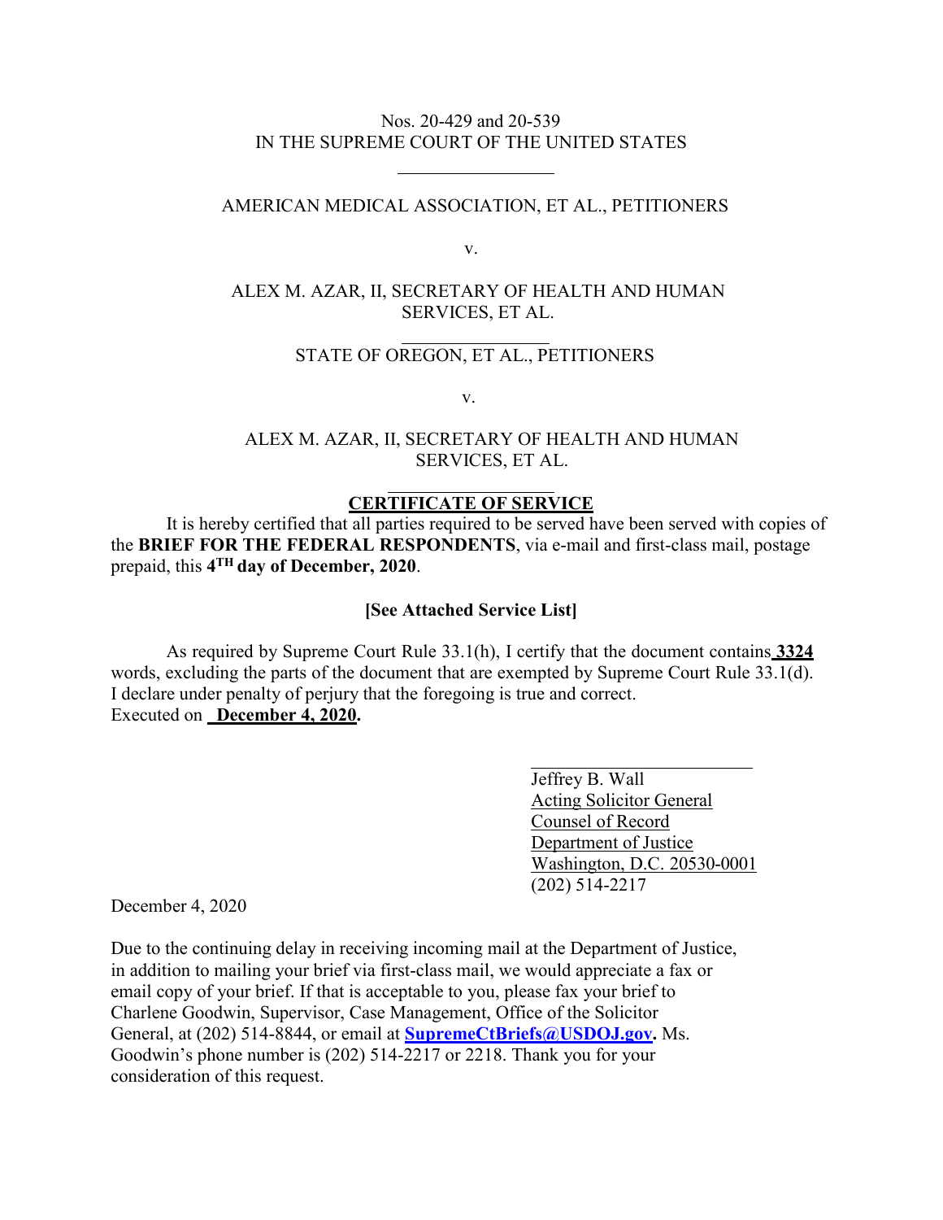Nos. 20-429 and 20-539
IN THE SUPREME COURT OF THE UNITED STATES

---

AMERICAN MEDICAL ASSOCIATION, ET AL., PETITIONERS

v.

ALEX M. AZAR, II, SECRETARY OF HEALTH AND HUMAN SERVICES, ET AL.

---

STATE OF OREGON, ET AL., PETITIONERS

v.

ALEX M. AZAR, II, SECRETARY OF HEALTH AND HUMAN SERVICES, ET AL.

---

## CERTIFICATE OF SERVICE

It is hereby certified that all parties required to be served have been served with copies of the **BRIEF FOR THE FEDERAL RESPONDENTS**, via e-mail and first-class mail, postage prepaid, this **4TH day of December, 2020**.

**[See Attached Service List]**

As required by Supreme Court Rule 33.1(h), I certify that the document contains **3324** words, excluding the parts of the document that are exempted by Supreme Court Rule 33.1(d). I declare under penalty of perjury that the foregoing is true and correct.
Executed on **December 4, 2020.**

Jeffrey B. Wall
Acting Solicitor General
Counsel of Record
Department of Justice
Washington, D.C. 20530-0001
(202) 514-2217

December 4, 2020

Due to the continuing delay in receiving incoming mail at the Department of Justice, in addition to mailing your brief via first-class mail, we would appreciate a fax or email copy of your brief. If that is acceptable to you, please fax your brief to Charlene Goodwin, Supervisor, Case Management, Office of the Solicitor General, at (202) 514-8844, or email at **SupremeCtBriefs@USDOJ.gov.** Ms. Goodwin's phone number is (202) 514-2217 or 2218. Thank you for your consideration of this request.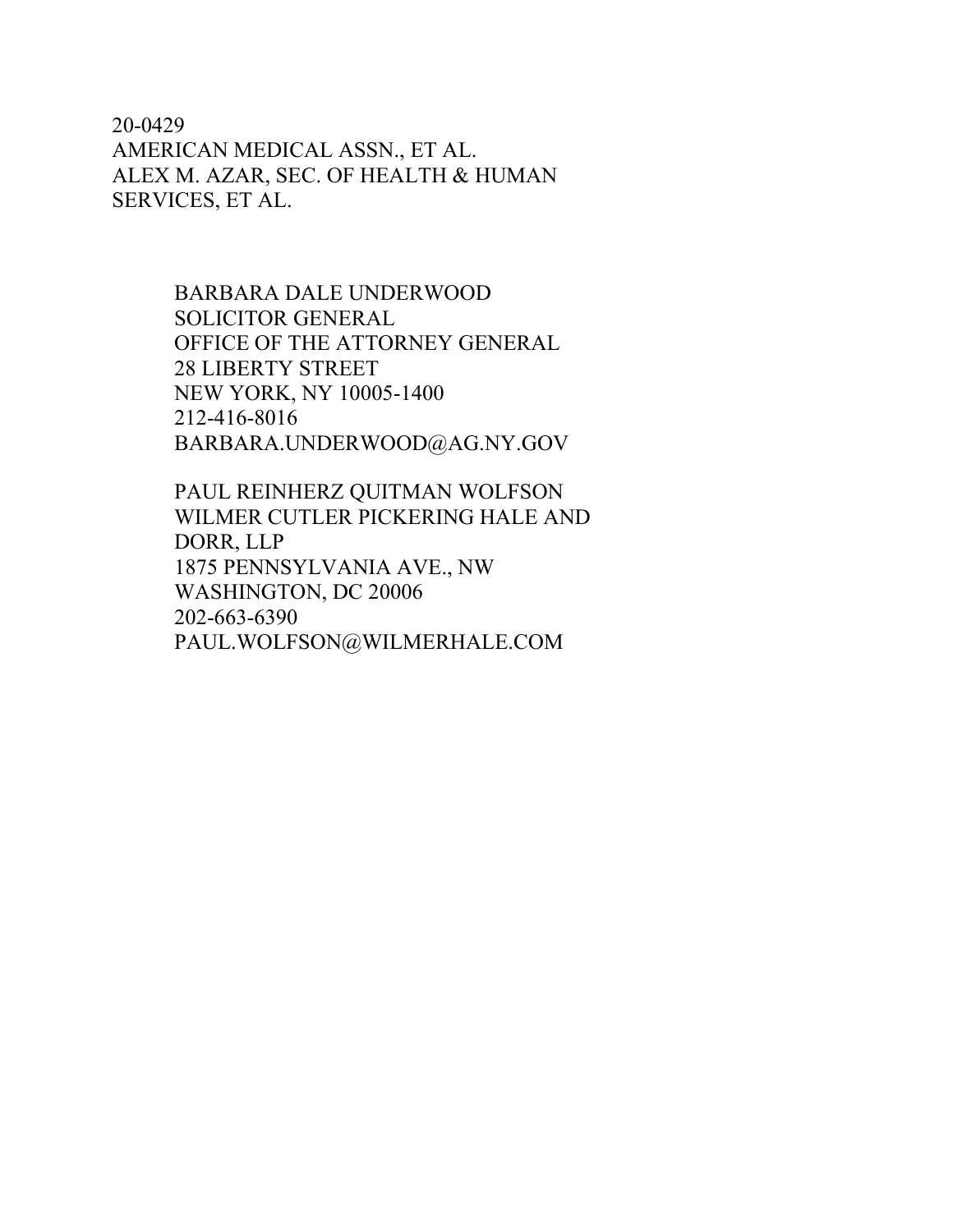20-0429
AMERICAN MEDICAL ASSN., ET AL.
ALEX M. AZAR, SEC. OF HEALTH & HUMAN SERVICES, ET AL.

BARBARA DALE UNDERWOOD
SOLICITOR GENERAL
OFFICE OF THE ATTORNEY GENERAL
28 LIBERTY STREET
NEW YORK, NY 10005-1400
212-416-8016
BARBARA.UNDERWOOD@AG.NY.GOV

PAUL REINHERZ QUITMAN WOLFSON
WILMER CUTLER PICKERING HALE AND DORR, LLP
1875 PENNSYLVANIA AVE., NW
WASHINGTON, DC 20006
202-663-6390
PAUL.WOLFSON@WILMERHALE.COM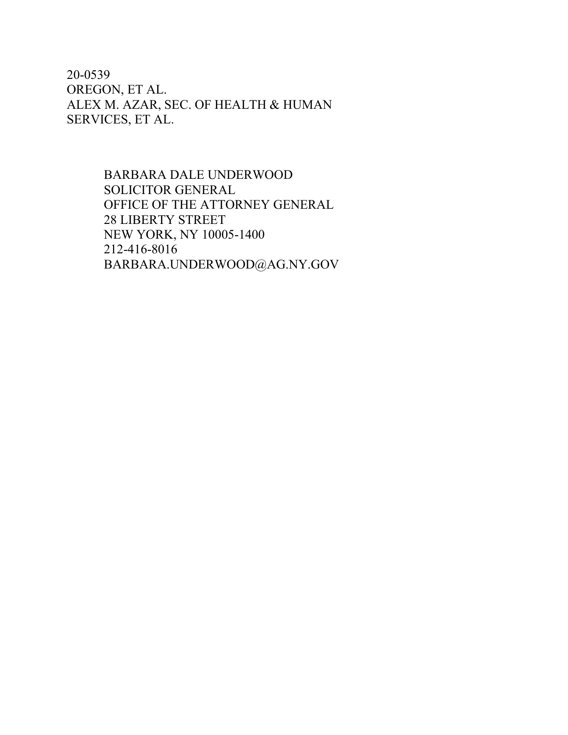20-0539
OREGON, ET AL.
ALEX M. AZAR, SEC. OF HEALTH & HUMAN SERVICES, ET AL.

BARBARA DALE UNDERWOOD
SOLICITOR GENERAL
OFFICE OF THE ATTORNEY GENERAL
28 LIBERTY STREET
NEW YORK, NY 10005-1400
212-416-8016
BARBARA.UNDERWOOD@AG.NY.GOV